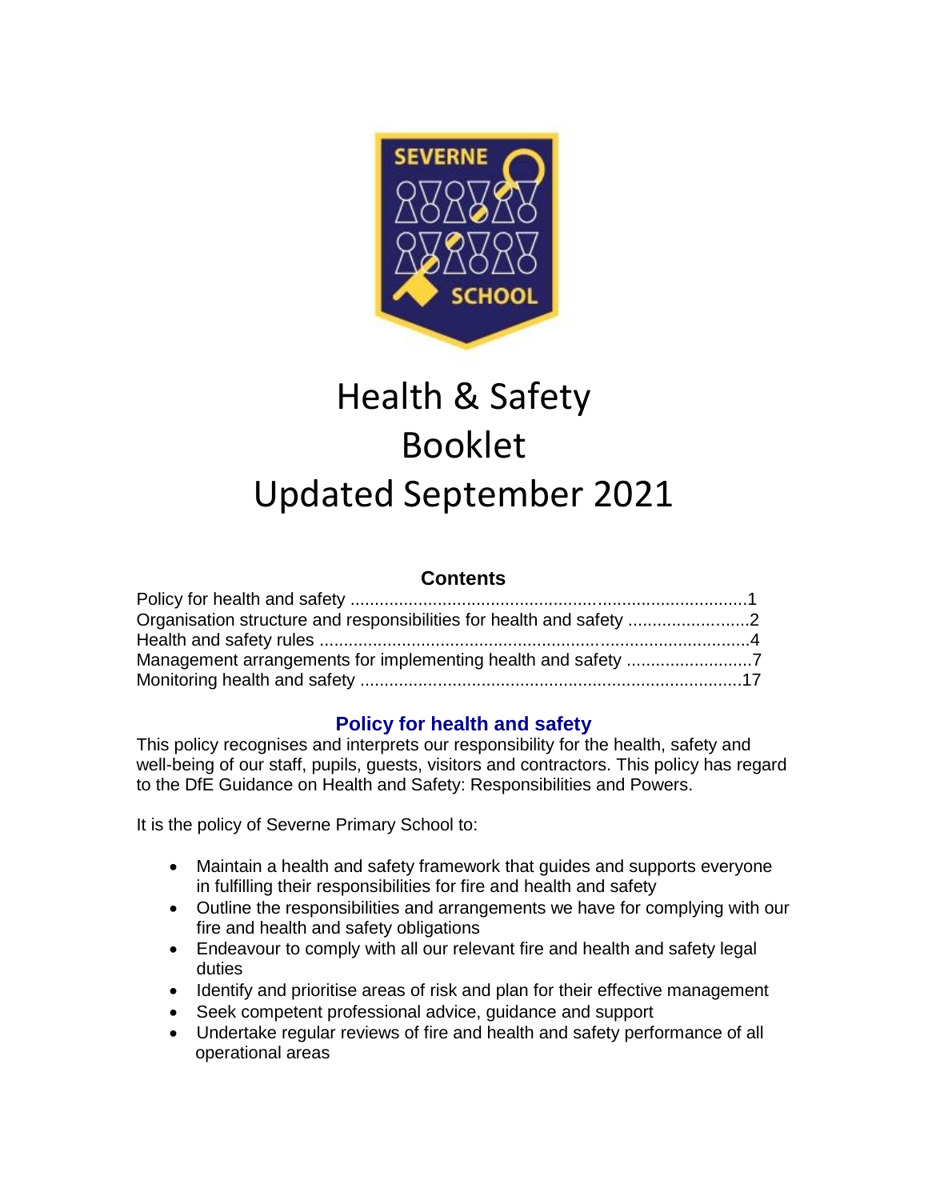# Health & Safety Booklet

# Updated September 2021

**Contents**

Policy for health and safety ..................................................................................1
Organisation structure and responsibilities for health and safety .........................2
Health and safety rules .........................................................................................4
Management arrangements for implementing health and safety ..........................7
Monitoring health and safety ...............................................................................17

## Policy for health and safety

This policy recognises and interprets our responsibility for the health, safety and well-being of our staff, pupils, guests, visitors and contractors. This policy has regard to the DfE Guidance on Health and Safety: Responsibilities and Powers.

It is the policy of Severne Primary School to:

- Maintain a health and safety framework that guides and supports everyone in fulfilling their responsibilities for fire and health and safety
- Outline the responsibilities and arrangements we have for complying with our fire and health and safety obligations
- Endeavour to comply with all our relevant fire and health and safety legal duties
- Identify and prioritise areas of risk and plan for their effective management
- Seek competent professional advice, guidance and support
- Undertake regular reviews of fire and health and safety performance of all operational areas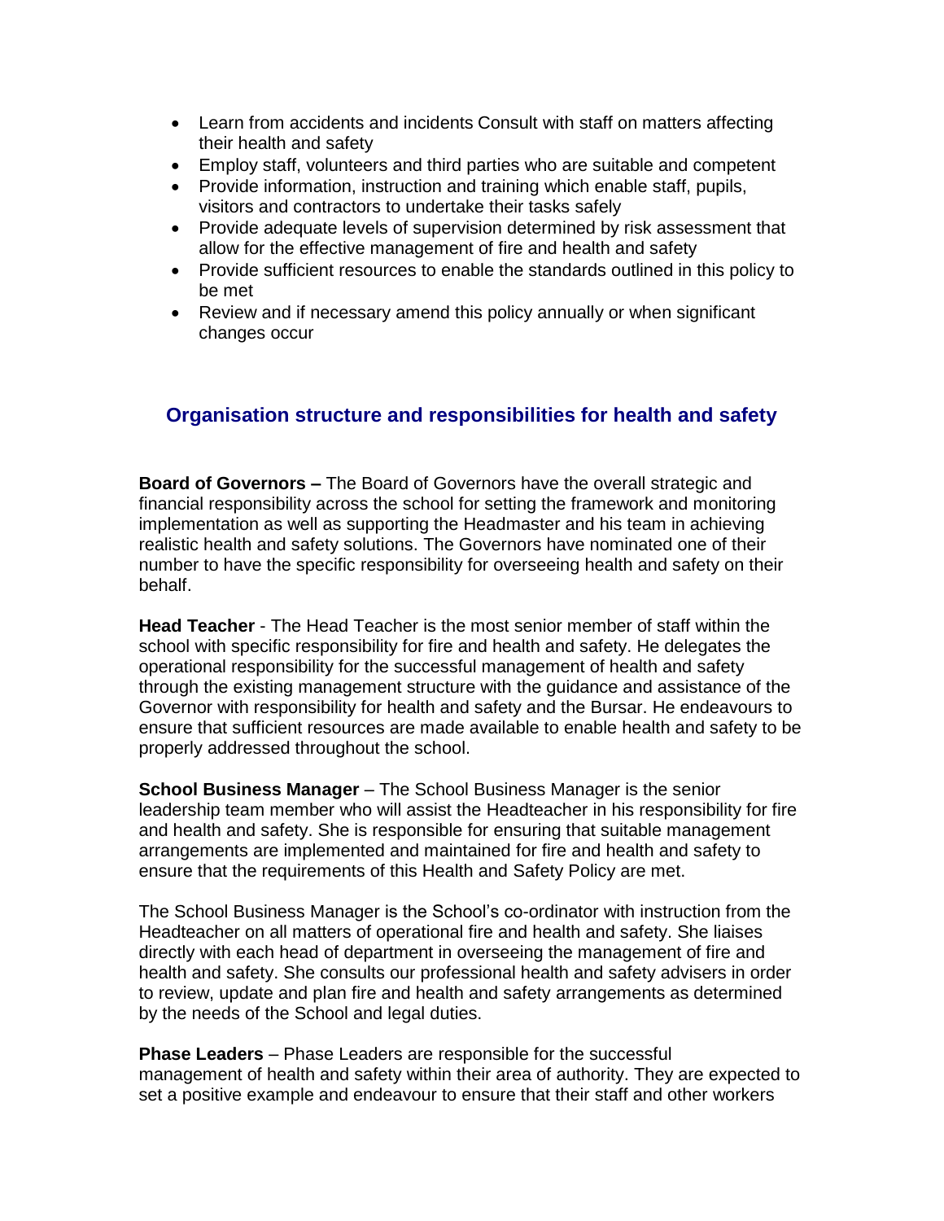- Learn from accidents and incidents Consult with staff on matters affecting their health and safety
- Employ staff, volunteers and third parties who are suitable and competent
- Provide information, instruction and training which enable staff, pupils, visitors and contractors to undertake their tasks safely
- Provide adequate levels of supervision determined by risk assessment that allow for the effective management of fire and health and safety
- Provide sufficient resources to enable the standards outlined in this policy to be met
- Review and if necessary amend this policy annually or when significant changes occur

## Organisation structure and responsibilities for health and safety

**Board of Governors –** The Board of Governors have the overall strategic and financial responsibility across the school for setting the framework and monitoring implementation as well as supporting the Headmaster and his team in achieving realistic health and safety solutions. The Governors have nominated one of their number to have the specific responsibility for overseeing health and safety on their behalf.

**Head Teacher** - The Head Teacher is the most senior member of staff within the school with specific responsibility for fire and health and safety. He delegates the operational responsibility for the successful management of health and safety through the existing management structure with the guidance and assistance of the Governor with responsibility for health and safety and the Bursar. He endeavours to ensure that sufficient resources are made available to enable health and safety to be properly addressed throughout the school.

**School Business Manager** – The School Business Manager is the senior leadership team member who will assist the Headteacher in his responsibility for fire and health and safety. She is responsible for ensuring that suitable management arrangements are implemented and maintained for fire and health and safety to ensure that the requirements of this Health and Safety Policy are met.

The School Business Manager is the School's co-ordinator with instruction from the Headteacher on all matters of operational fire and health and safety. She liaises directly with each head of department in overseeing the management of fire and health and safety. She consults our professional health and safety advisers in order to review, update and plan fire and health and safety arrangements as determined by the needs of the School and legal duties.

**Phase Leaders** – Phase Leaders are responsible for the successful management of health and safety within their area of authority. They are expected to set a positive example and endeavour to ensure that their staff and other workers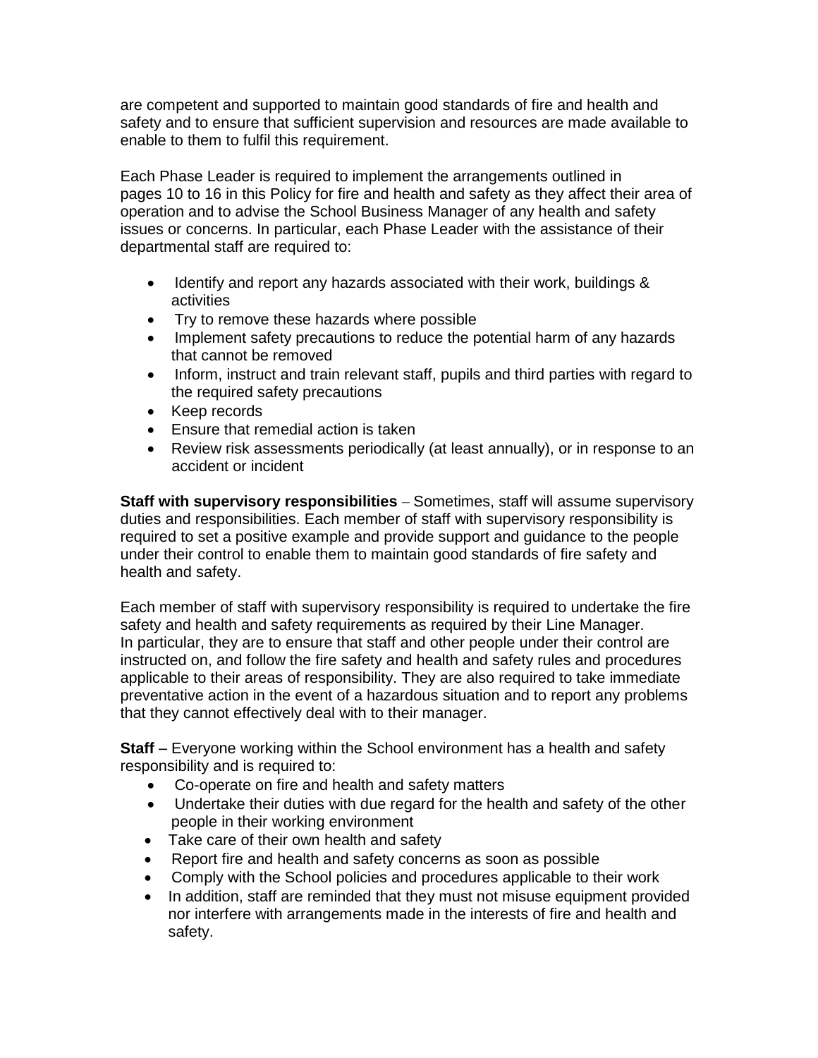are competent and supported to maintain good standards of fire and health and safety and to ensure that sufficient supervision and resources are made available to enable to them to fulfil this requirement.

Each Phase Leader is required to implement the arrangements outlined in pages 10 to 16 in this Policy for fire and health and safety as they affect their area of operation and to advise the School Business Manager of any health and safety issues or concerns. In particular, each Phase Leader with the assistance of their departmental staff are required to:

- Identify and report any hazards associated with their work, buildings & activities
- Try to remove these hazards where possible
- Implement safety precautions to reduce the potential harm of any hazards that cannot be removed
- Inform, instruct and train relevant staff, pupils and third parties with regard to the required safety precautions
- Keep records
- Ensure that remedial action is taken
- Review risk assessments periodically (at least annually), or in response to an accident or incident

**Staff with supervisory responsibilities** – Sometimes, staff will assume supervisory duties and responsibilities. Each member of staff with supervisory responsibility is required to set a positive example and provide support and guidance to the people under their control to enable them to maintain good standards of fire safety and health and safety.

Each member of staff with supervisory responsibility is required to undertake the fire safety and health and safety requirements as required by their Line Manager. In particular, they are to ensure that staff and other people under their control are instructed on, and follow the fire safety and health and safety rules and procedures applicable to their areas of responsibility. They are also required to take immediate preventative action in the event of a hazardous situation and to report any problems that they cannot effectively deal with to their manager.

**Staff** – Everyone working within the School environment has a health and safety responsibility and is required to:

- Co-operate on fire and health and safety matters
- Undertake their duties with due regard for the health and safety of the other people in their working environment
- Take care of their own health and safety
- Report fire and health and safety concerns as soon as possible
- Comply with the School policies and procedures applicable to their work
- In addition, staff are reminded that they must not misuse equipment provided nor interfere with arrangements made in the interests of fire and health and safety.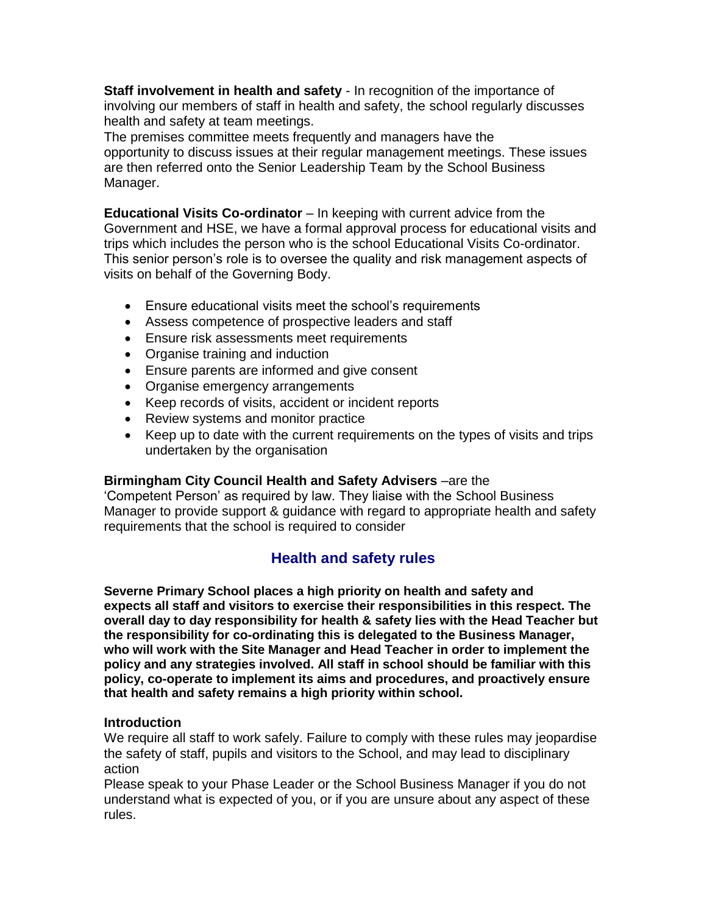**Staff involvement in health and safety** - In recognition of the importance of involving our members of staff in health and safety, the school regularly discusses health and safety at team meetings.
The premises committee meets frequently and managers have the opportunity to discuss issues at their regular management meetings. These issues are then referred onto the Senior Leadership Team by the School Business Manager.

**Educational Visits Co-ordinator** – In keeping with current advice from the Government and HSE, we have a formal approval process for educational visits and trips which includes the person who is the school Educational Visits Co-ordinator. This senior person's role is to oversee the quality and risk management aspects of visits on behalf of the Governing Body.

- Ensure educational visits meet the school's requirements
- Assess competence of prospective leaders and staff
- Ensure risk assessments meet requirements
- Organise training and induction
- Ensure parents are informed and give consent
- Organise emergency arrangements
- Keep records of visits, accident or incident reports
- Review systems and monitor practice
- Keep up to date with the current requirements on the types of visits and trips undertaken by the organisation

**Birmingham City Council Health and Safety Advisers** –are the 'Competent Person' as required by law. They liaise with the School Business Manager to provide support & guidance with regard to appropriate health and safety requirements that the school is required to consider

## Health and safety rules

**Severne Primary School places a high priority on health and safety and expects all staff and visitors to exercise their responsibilities in this respect. The overall day to day responsibility for health & safety lies with the Head Teacher but the responsibility for co-ordinating this is delegated to the Business Manager, who will work with the Site Manager and Head Teacher in order to implement the policy and any strategies involved. All staff in school should be familiar with this policy, co-operate to implement its aims and procedures, and proactively ensure that health and safety remains a high priority within school.**

**Introduction**
We require all staff to work safely. Failure to comply with these rules may jeopardise the safety of staff, pupils and visitors to the School, and may lead to disciplinary action
Please speak to your Phase Leader or the School Business Manager if you do not understand what is expected of you, or if you are unsure about any aspect of these rules.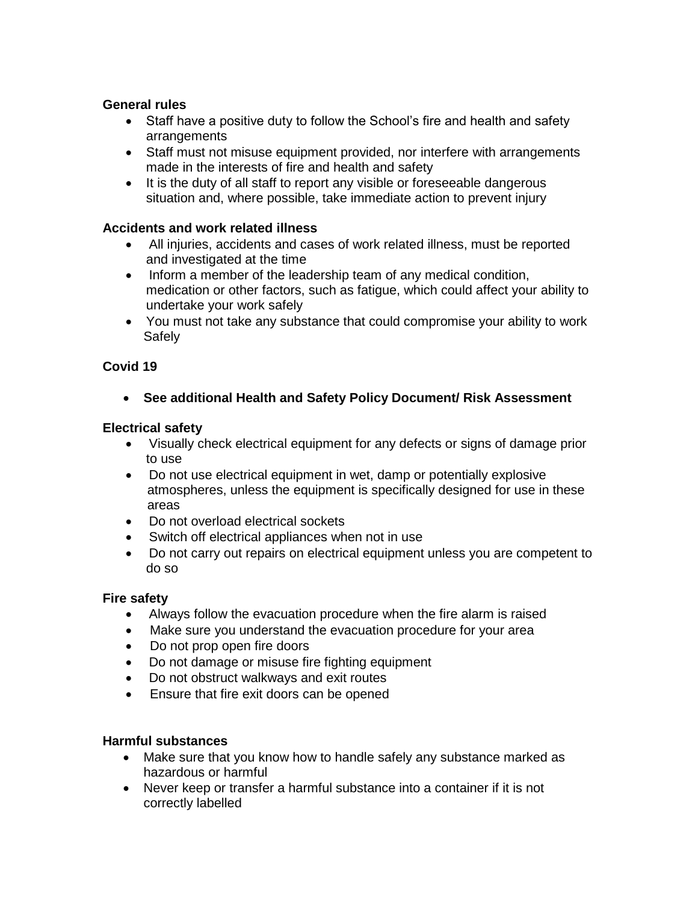**General rules**

- Staff have a positive duty to follow the School's fire and health and safety arrangements
- Staff must not misuse equipment provided, nor interfere with arrangements made in the interests of fire and health and safety
- It is the duty of all staff to report any visible or foreseeable dangerous situation and, where possible, take immediate action to prevent injury

**Accidents and work related illness**

- All injuries, accidents and cases of work related illness, must be reported and investigated at the time
- Inform a member of the leadership team of any medical condition, medication or other factors, such as fatigue, which could affect your ability to undertake your work safely
- You must not take any substance that could compromise your ability to work Safely

**Covid 19**

- **See additional Health and Safety Policy Document/ Risk Assessment**

**Electrical safety**

- Visually check electrical equipment for any defects or signs of damage prior to use
- Do not use electrical equipment in wet, damp or potentially explosive atmospheres, unless the equipment is specifically designed for use in these areas
- Do not overload electrical sockets
- Switch off electrical appliances when not in use
- Do not carry out repairs on electrical equipment unless you are competent to do so

**Fire safety**

- Always follow the evacuation procedure when the fire alarm is raised
- Make sure you understand the evacuation procedure for your area
- Do not prop open fire doors
- Do not damage or misuse fire fighting equipment
- Do not obstruct walkways and exit routes
- Ensure that fire exit doors can be opened

**Harmful substances**

- Make sure that you know how to handle safely any substance marked as hazardous or harmful
- Never keep or transfer a harmful substance into a container if it is not correctly labelled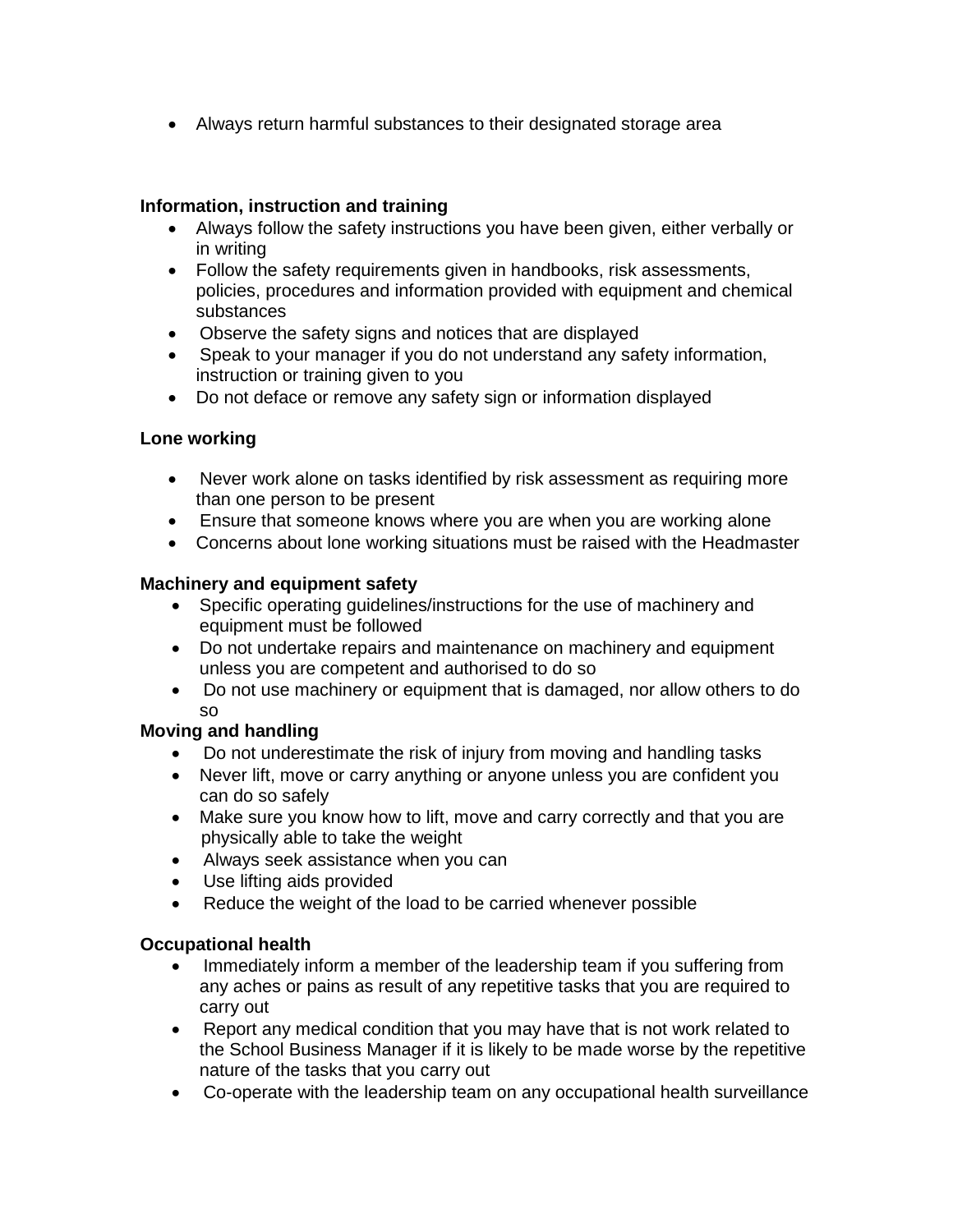- Always return harmful substances to their designated storage area

**Information, instruction and training**

- Always follow the safety instructions you have been given, either verbally or in writing
- Follow the safety requirements given in handbooks, risk assessments, policies, procedures and information provided with equipment and chemical substances
- Observe the safety signs and notices that are displayed
- Speak to your manager if you do not understand any safety information, instruction or training given to you
- Do not deface or remove any safety sign or information displayed

**Lone working**

- Never work alone on tasks identified by risk assessment as requiring more than one person to be present
- Ensure that someone knows where you are when you are working alone
- Concerns about lone working situations must be raised with the Headmaster

**Machinery and equipment safety**

- Specific operating guidelines/instructions for the use of machinery and equipment must be followed
- Do not undertake repairs and maintenance on machinery and equipment unless you are competent and authorised to do so
- Do not use machinery or equipment that is damaged, nor allow others to do so

**Moving and handling**

- Do not underestimate the risk of injury from moving and handling tasks
- Never lift, move or carry anything or anyone unless you are confident you can do so safely
- Make sure you know how to lift, move and carry correctly and that you are physically able to take the weight
- Always seek assistance when you can
- Use lifting aids provided
- Reduce the weight of the load to be carried whenever possible

**Occupational health**

- Immediately inform a member of the leadership team if you suffering from any aches or pains as result of any repetitive tasks that you are required to carry out
- Report any medical condition that you may have that is not work related to the School Business Manager if it is likely to be made worse by the repetitive nature of the tasks that you carry out
- Co-operate with the leadership team on any occupational health surveillance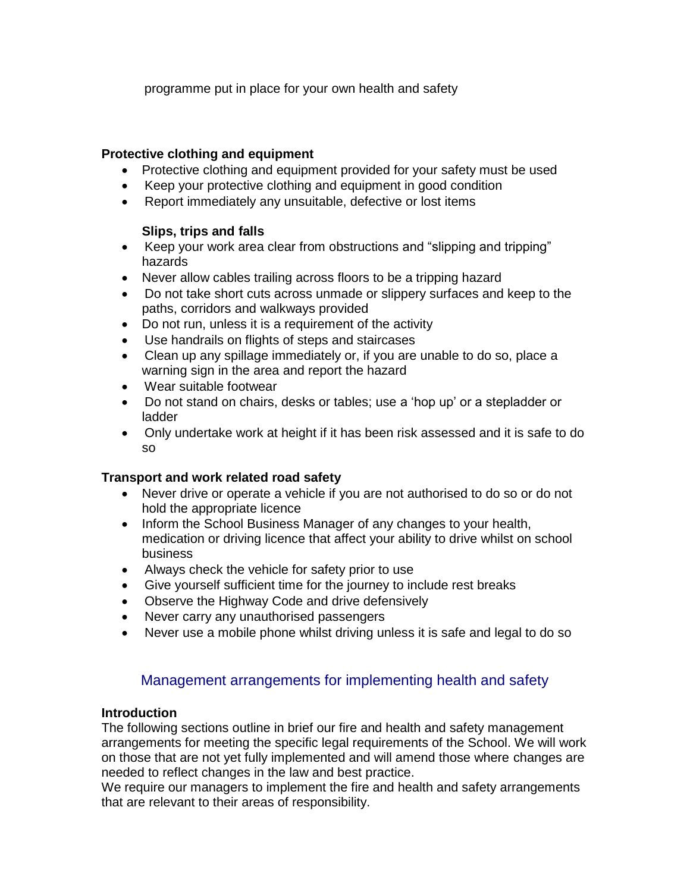programme put in place for your own health and safety

**Protective clothing and equipment**

- Protective clothing and equipment provided for your safety must be used
- Keep your protective clothing and equipment in good condition
- Report immediately any unsuitable, defective or lost items

**Slips, trips and falls**

- Keep your work area clear from obstructions and "slipping and tripping" hazards
- Never allow cables trailing across floors to be a tripping hazard
- Do not take short cuts across unmade or slippery surfaces and keep to the paths, corridors and walkways provided
- Do not run, unless it is a requirement of the activity
- Use handrails on flights of steps and staircases
- Clean up any spillage immediately or, if you are unable to do so, place a warning sign in the area and report the hazard
- Wear suitable footwear
- Do not stand on chairs, desks or tables; use a 'hop up' or a stepladder or ladder
- Only undertake work at height if it has been risk assessed and it is safe to do so

**Transport and work related road safety**

- Never drive or operate a vehicle if you are not authorised to do so or do not hold the appropriate licence
- Inform the School Business Manager of any changes to your health, medication or driving licence that affect your ability to drive whilst on school business
- Always check the vehicle for safety prior to use
- Give yourself sufficient time for the journey to include rest breaks
- Observe the Highway Code and drive defensively
- Never carry any unauthorised passengers
- Never use a mobile phone whilst driving unless it is safe and legal to do so

## Management arrangements for implementing health and safety

**Introduction**

The following sections outline in brief our fire and health and safety management arrangements for meeting the specific legal requirements of the School. We will work on those that are not yet fully implemented and will amend those where changes are needed to reflect changes in the law and best practice.

We require our managers to implement the fire and health and safety arrangements that are relevant to their areas of responsibility.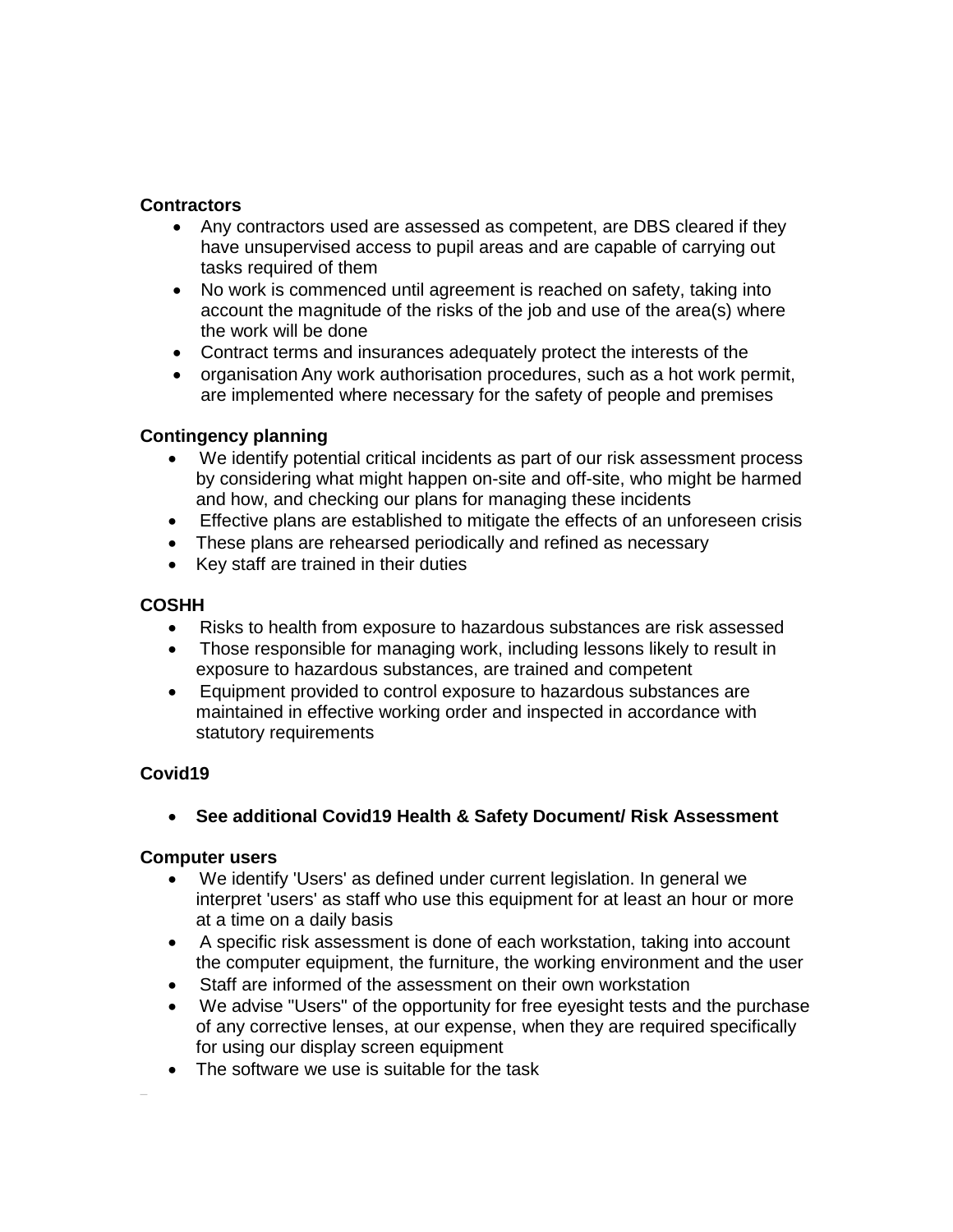**Contractors**

- Any contractors used are assessed as competent, are DBS cleared if they have unsupervised access to pupil areas and are capable of carrying out tasks required of them
- No work is commenced until agreement is reached on safety, taking into account the magnitude of the risks of the job and use of the area(s) where the work will be done
- Contract terms and insurances adequately protect the interests of the
- organisation Any work authorisation procedures, such as a hot work permit, are implemented where necessary for the safety of people and premises

**Contingency planning**

- We identify potential critical incidents as part of our risk assessment process by considering what might happen on-site and off-site, who might be harmed and how, and checking our plans for managing these incidents
- Effective plans are established to mitigate the effects of an unforeseen crisis
- These plans are rehearsed periodically and refined as necessary
- Key staff are trained in their duties

**COSHH**

- Risks to health from exposure to hazardous substances are risk assessed
- Those responsible for managing work, including lessons likely to result in exposure to hazardous substances, are trained and competent
- Equipment provided to control exposure to hazardous substances are maintained in effective working order and inspected in accordance with statutory requirements

**Covid19**

- **See additional Covid19 Health & Safety Document/ Risk Assessment**

**Computer users**

- We identify 'Users' as defined under current legislation. In general we interpret 'users' as staff who use this equipment for at least an hour or more at a time on a daily basis
- A specific risk assessment is done of each workstation, taking into account the computer equipment, the furniture, the working environment and the user
- Staff are informed of the assessment on their own workstation
- We advise "Users" of the opportunity for free eyesight tests and the purchase of any corrective lenses, at our expense, when they are required specifically for using our display screen equipment
- The software we use is suitable for the task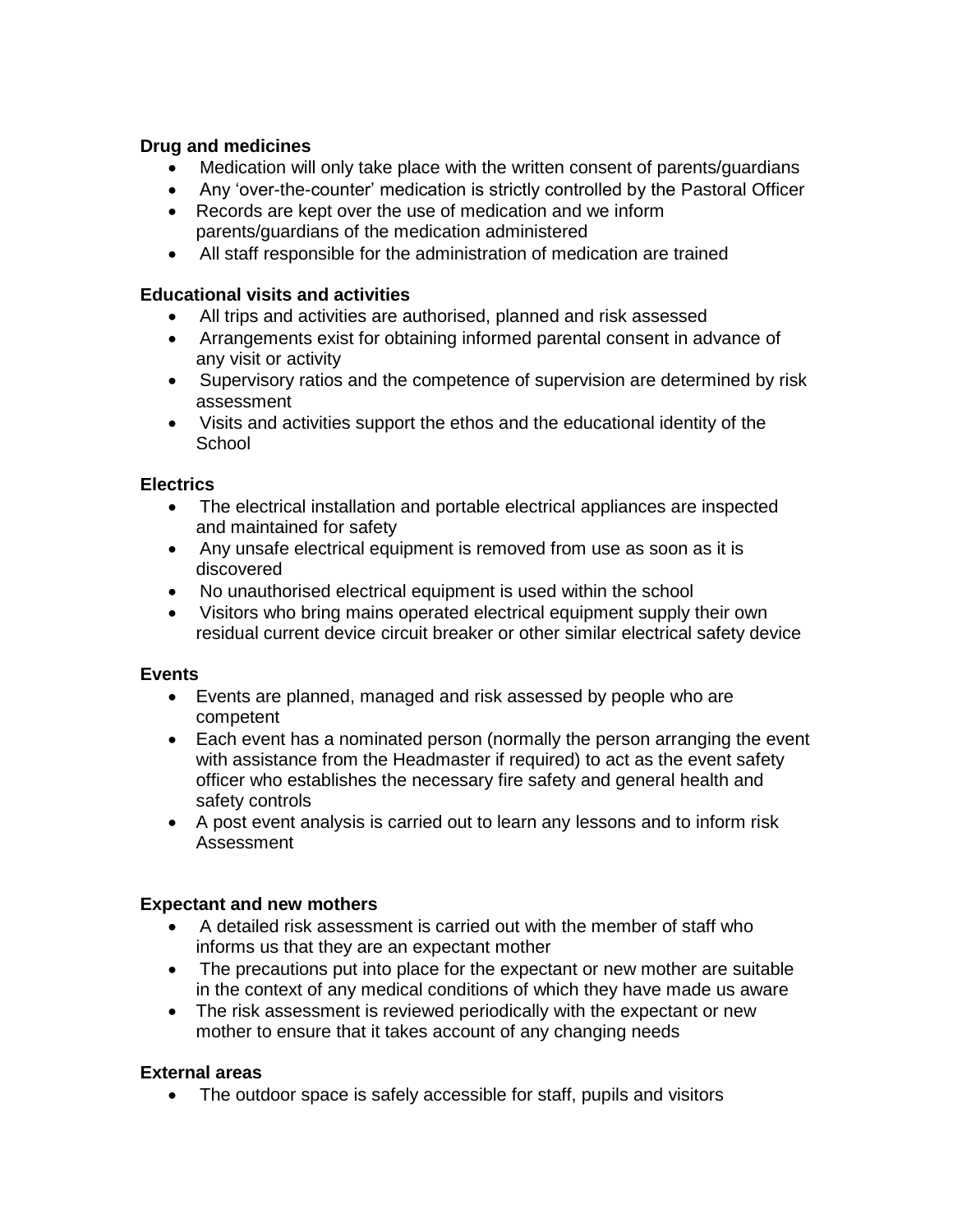**Drug and medicines**

- Medication will only take place with the written consent of parents/guardians
- Any 'over-the-counter' medication is strictly controlled by the Pastoral Officer
- Records are kept over the use of medication and we inform parents/guardians of the medication administered
- All staff responsible for the administration of medication are trained

**Educational visits and activities**

- All trips and activities are authorised, planned and risk assessed
- Arrangements exist for obtaining informed parental consent in advance of any visit or activity
- Supervisory ratios and the competence of supervision are determined by risk assessment
- Visits and activities support the ethos and the educational identity of the School

**Electrics**

- The electrical installation and portable electrical appliances are inspected and maintained for safety
- Any unsafe electrical equipment is removed from use as soon as it is discovered
- No unauthorised electrical equipment is used within the school
- Visitors who bring mains operated electrical equipment supply their own residual current device circuit breaker or other similar electrical safety device

**Events**

- Events are planned, managed and risk assessed by people who are competent
- Each event has a nominated person (normally the person arranging the event with assistance from the Headmaster if required) to act as the event safety officer who establishes the necessary fire safety and general health and safety controls
- A post event analysis is carried out to learn any lessons and to inform risk Assessment

**Expectant and new mothers**

- A detailed risk assessment is carried out with the member of staff who informs us that they are an expectant mother
- The precautions put into place for the expectant or new mother are suitable in the context of any medical conditions of which they have made us aware
- The risk assessment is reviewed periodically with the expectant or new mother to ensure that it takes account of any changing needs

**External areas**

- The outdoor space is safely accessible for staff, pupils and visitors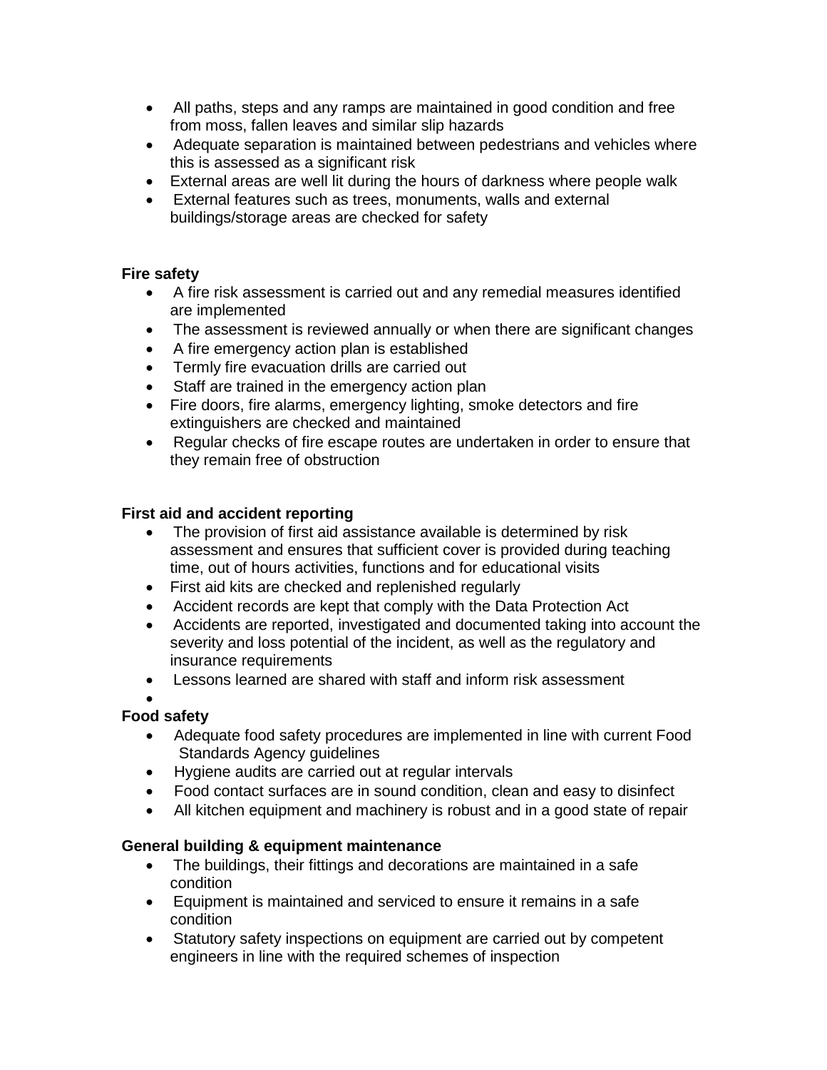- All paths, steps and any ramps are maintained in good condition and free from moss, fallen leaves and similar slip hazards
- Adequate separation is maintained between pedestrians and vehicles where this is assessed as a significant risk
- External areas are well lit during the hours of darkness where people walk
- External features such as trees, monuments, walls and external buildings/storage areas are checked for safety

**Fire safety**

- A fire risk assessment is carried out and any remedial measures identified are implemented
- The assessment is reviewed annually or when there are significant changes
- A fire emergency action plan is established
- Termly fire evacuation drills are carried out
- Staff are trained in the emergency action plan
- Fire doors, fire alarms, emergency lighting, smoke detectors and fire extinguishers are checked and maintained
- Regular checks of fire escape routes are undertaken in order to ensure that they remain free of obstruction

**First aid and accident reporting**

- The provision of first aid assistance available is determined by risk assessment and ensures that sufficient cover is provided during teaching time, out of hours activities, functions and for educational visits
- First aid kits are checked and replenished regularly
- Accident records are kept that comply with the Data Protection Act
- Accidents are reported, investigated and documented taking into account the severity and loss potential of the incident, as well as the regulatory and insurance requirements
- Lessons learned are shared with staff and inform risk assessment

**Food safety**

- Adequate food safety procedures are implemented in line with current Food Standards Agency guidelines
- Hygiene audits are carried out at regular intervals
- Food contact surfaces are in sound condition, clean and easy to disinfect
- All kitchen equipment and machinery is robust and in a good state of repair

**General building & equipment maintenance**

- The buildings, their fittings and decorations are maintained in a safe condition
- Equipment is maintained and serviced to ensure it remains in a safe condition
- Statutory safety inspections on equipment are carried out by competent engineers in line with the required schemes of inspection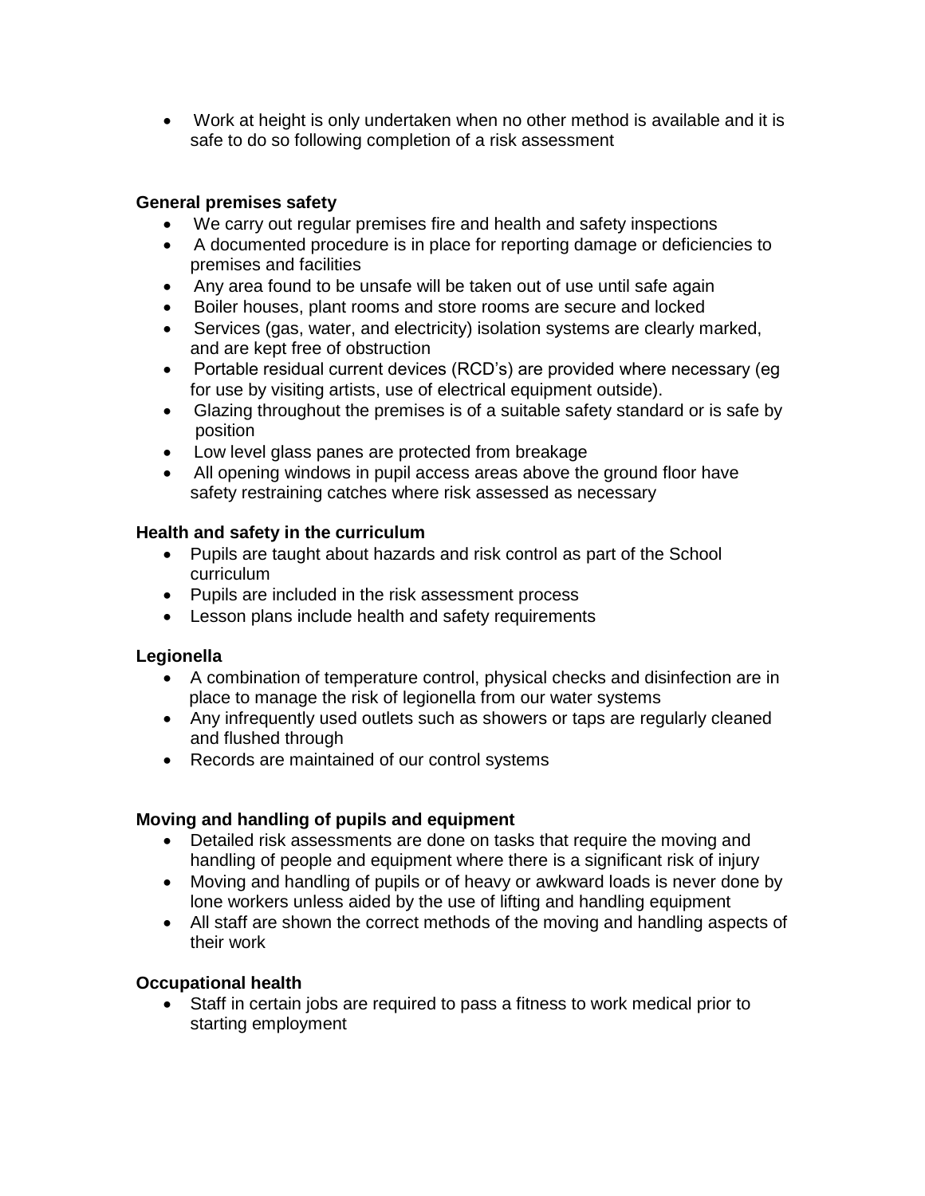- Work at height is only undertaken when no other method is available and it is safe to do so following completion of a risk assessment

**General premises safety**

- We carry out regular premises fire and health and safety inspections
- A documented procedure is in place for reporting damage or deficiencies to premises and facilities
- Any area found to be unsafe will be taken out of use until safe again
- Boiler houses, plant rooms and store rooms are secure and locked
- Services (gas, water, and electricity) isolation systems are clearly marked, and are kept free of obstruction
- Portable residual current devices (RCD's) are provided where necessary (eg for use by visiting artists, use of electrical equipment outside).
- Glazing throughout the premises is of a suitable safety standard or is safe by position
- Low level glass panes are protected from breakage
- All opening windows in pupil access areas above the ground floor have safety restraining catches where risk assessed as necessary

**Health and safety in the curriculum**

- Pupils are taught about hazards and risk control as part of the School curriculum
- Pupils are included in the risk assessment process
- Lesson plans include health and safety requirements

**Legionella**

- A combination of temperature control, physical checks and disinfection are in place to manage the risk of legionella from our water systems
- Any infrequently used outlets such as showers or taps are regularly cleaned and flushed through
- Records are maintained of our control systems

**Moving and handling of pupils and equipment**

- Detailed risk assessments are done on tasks that require the moving and handling of people and equipment where there is a significant risk of injury
- Moving and handling of pupils or of heavy or awkward loads is never done by lone workers unless aided by the use of lifting and handling equipment
- All staff are shown the correct methods of the moving and handling aspects of their work

**Occupational health**

- Staff in certain jobs are required to pass a fitness to work medical prior to starting employment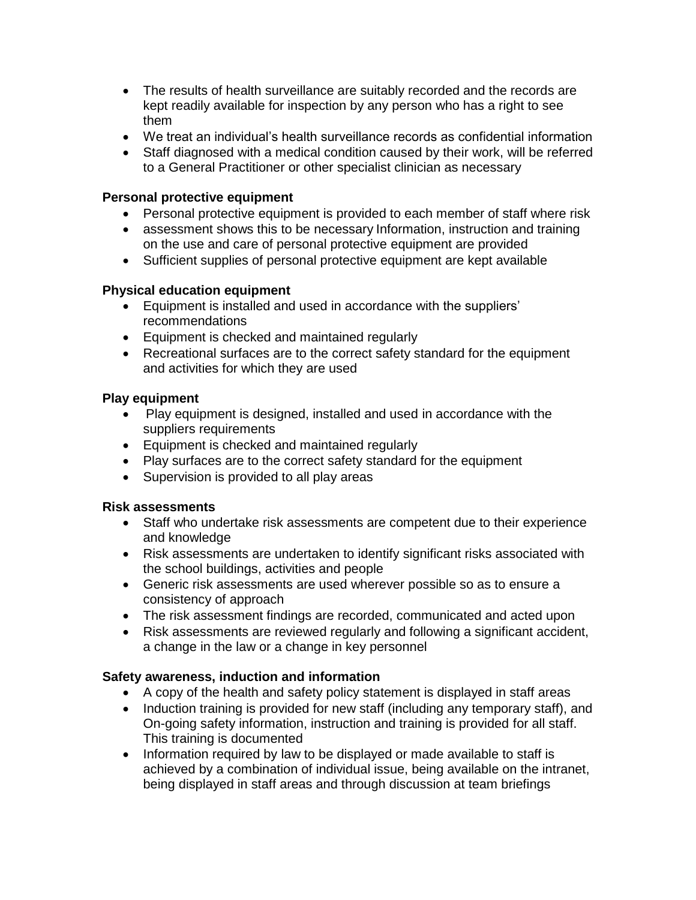- The results of health surveillance are suitably recorded and the records are kept readily available for inspection by any person who has a right to see them
- We treat an individual's health surveillance records as confidential information
- Staff diagnosed with a medical condition caused by their work, will be referred to a General Practitioner or other specialist clinician as necessary

**Personal protective equipment**

- Personal protective equipment is provided to each member of staff where risk
- assessment shows this to be necessary Information, instruction and training on the use and care of personal protective equipment are provided
- Sufficient supplies of personal protective equipment are kept available

**Physical education equipment**

- Equipment is installed and used in accordance with the suppliers' recommendations
- Equipment is checked and maintained regularly
- Recreational surfaces are to the correct safety standard for the equipment and activities for which they are used

**Play equipment**

- Play equipment is designed, installed and used in accordance with the suppliers requirements
- Equipment is checked and maintained regularly
- Play surfaces are to the correct safety standard for the equipment
- Supervision is provided to all play areas

**Risk assessments**

- Staff who undertake risk assessments are competent due to their experience and knowledge
- Risk assessments are undertaken to identify significant risks associated with the school buildings, activities and people
- Generic risk assessments are used wherever possible so as to ensure a consistency of approach
- The risk assessment findings are recorded, communicated and acted upon
- Risk assessments are reviewed regularly and following a significant accident, a change in the law or a change in key personnel

**Safety awareness, induction and information**

- A copy of the health and safety policy statement is displayed in staff areas
- Induction training is provided for new staff (including any temporary staff), and On-going safety information, instruction and training is provided for all staff. This training is documented
- Information required by law to be displayed or made available to staff is achieved by a combination of individual issue, being available on the intranet, being displayed in staff areas and through discussion at team briefings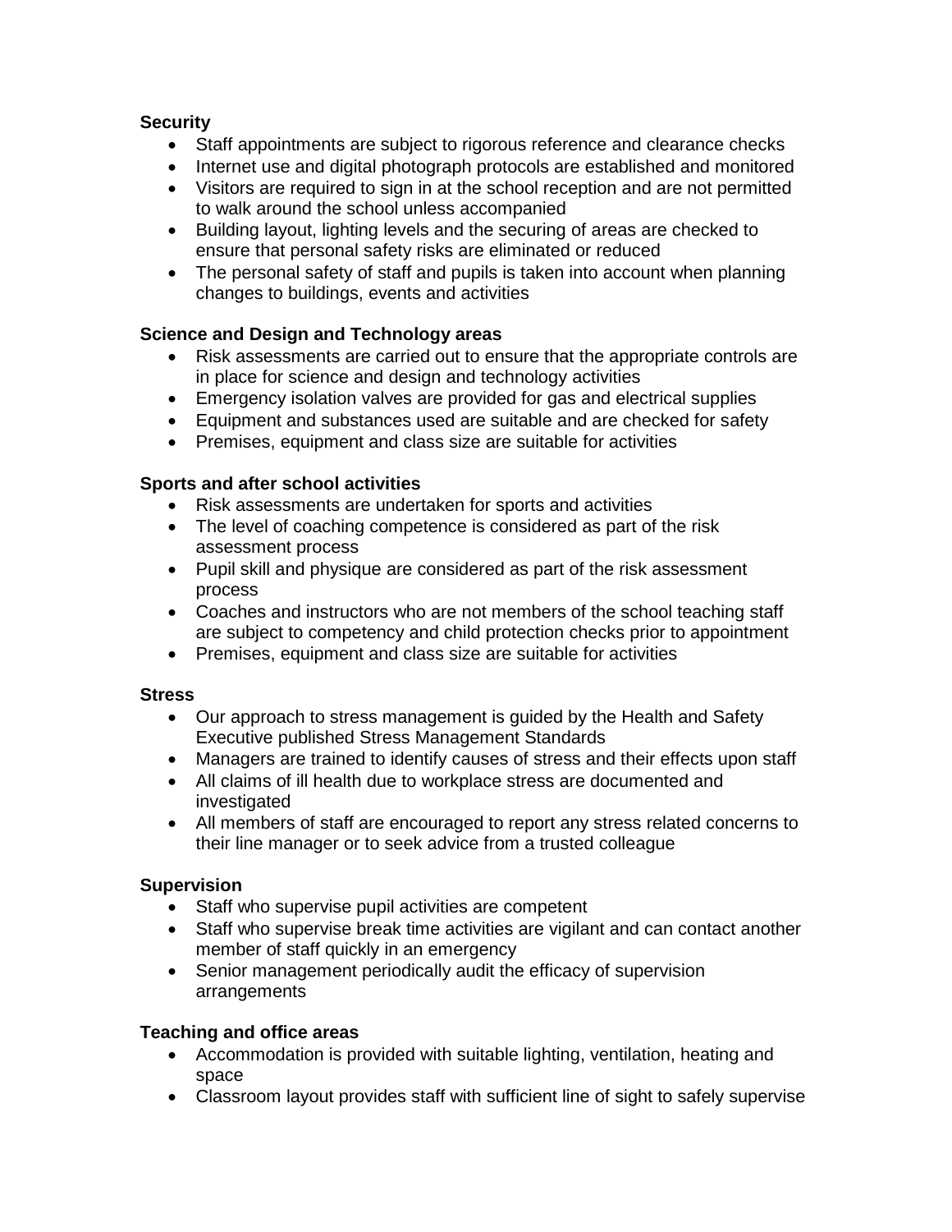**Security**

- Staff appointments are subject to rigorous reference and clearance checks
- Internet use and digital photograph protocols are established and monitored
- Visitors are required to sign in at the school reception and are not permitted to walk around the school unless accompanied
- Building layout, lighting levels and the securing of areas are checked to ensure that personal safety risks are eliminated or reduced
- The personal safety of staff and pupils is taken into account when planning changes to buildings, events and activities

**Science and Design and Technology areas**

- Risk assessments are carried out to ensure that the appropriate controls are in place for science and design and technology activities
- Emergency isolation valves are provided for gas and electrical supplies
- Equipment and substances used are suitable and are checked for safety
- Premises, equipment and class size are suitable for activities

**Sports and after school activities**

- Risk assessments are undertaken for sports and activities
- The level of coaching competence is considered as part of the risk assessment process
- Pupil skill and physique are considered as part of the risk assessment process
- Coaches and instructors who are not members of the school teaching staff are subject to competency and child protection checks prior to appointment
- Premises, equipment and class size are suitable for activities

**Stress**

- Our approach to stress management is guided by the Health and Safety Executive published Stress Management Standards
- Managers are trained to identify causes of stress and their effects upon staff
- All claims of ill health due to workplace stress are documented and investigated
- All members of staff are encouraged to report any stress related concerns to their line manager or to seek advice from a trusted colleague

**Supervision**

- Staff who supervise pupil activities are competent
- Staff who supervise break time activities are vigilant and can contact another member of staff quickly in an emergency
- Senior management periodically audit the efficacy of supervision arrangements

**Teaching and office areas**

- Accommodation is provided with suitable lighting, ventilation, heating and space
- Classroom layout provides staff with sufficient line of sight to safely supervise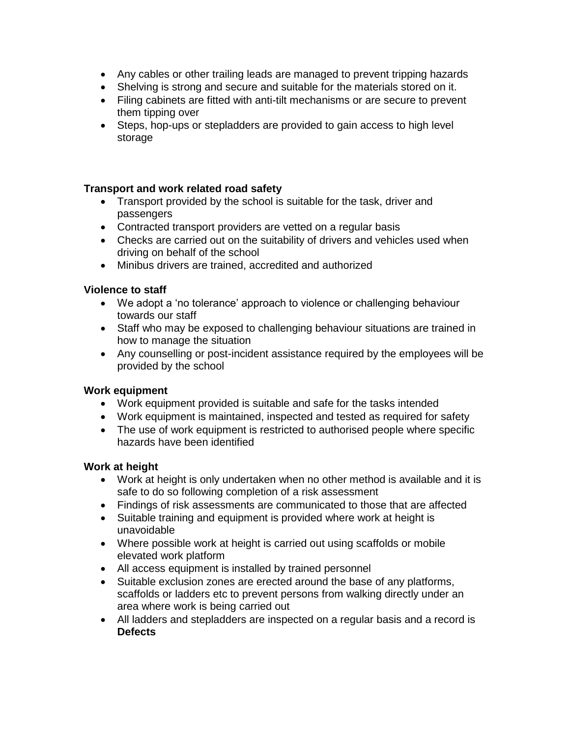- Any cables or other trailing leads are managed to prevent tripping hazards
- Shelving is strong and secure and suitable for the materials stored on it.
- Filing cabinets are fitted with anti-tilt mechanisms or are secure to prevent them tipping over
- Steps, hop-ups or stepladders are provided to gain access to high level storage

**Transport and work related road safety**

- Transport provided by the school is suitable for the task, driver and passengers
- Contracted transport providers are vetted on a regular basis
- Checks are carried out on the suitability of drivers and vehicles used when driving on behalf of the school
- Minibus drivers are trained, accredited and authorized

**Violence to staff**

- We adopt a 'no tolerance' approach to violence or challenging behaviour towards our staff
- Staff who may be exposed to challenging behaviour situations are trained in how to manage the situation
- Any counselling or post-incident assistance required by the employees will be provided by the school

**Work equipment**

- Work equipment provided is suitable and safe for the tasks intended
- Work equipment is maintained, inspected and tested as required for safety
- The use of work equipment is restricted to authorised people where specific hazards have been identified

**Work at height**

- Work at height is only undertaken when no other method is available and it is safe to do so following completion of a risk assessment
- Findings of risk assessments are communicated to those that are affected
- Suitable training and equipment is provided where work at height is unavoidable
- Where possible work at height is carried out using scaffolds or mobile elevated work platform
- All access equipment is installed by trained personnel
- Suitable exclusion zones are erected around the base of any platforms, scaffolds or ladders etc to prevent persons from walking directly under an area where work is being carried out
- All ladders and stepladders are inspected on a regular basis and a record is **Defects**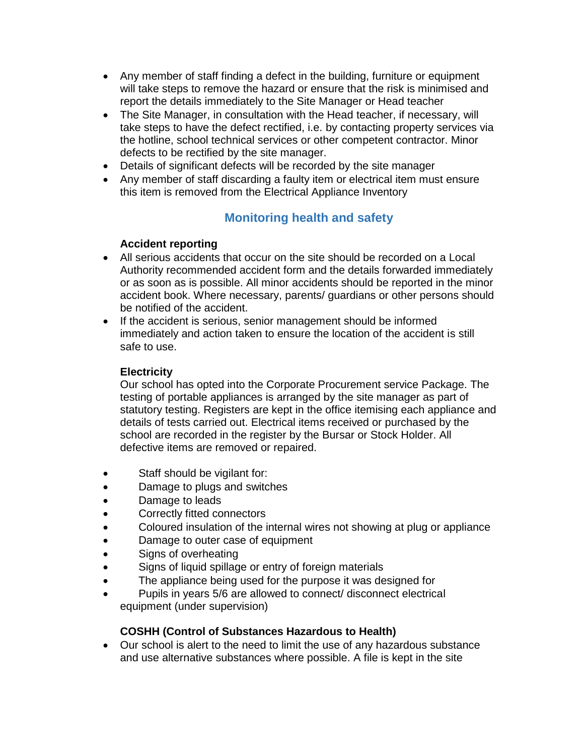- Any member of staff finding a defect in the building, furniture or equipment will take steps to remove the hazard or ensure that the risk is minimised and report the details immediately to the Site Manager or Head teacher
- The Site Manager, in consultation with the Head teacher, if necessary, will take steps to have the defect rectified, i.e. by contacting property services via the hotline, school technical services or other competent contractor. Minor defects to be rectified by the site manager.
- Details of significant defects will be recorded by the site manager
- Any member of staff discarding a faulty item or electrical item must ensure this item is removed from the Electrical Appliance Inventory

## Monitoring health and safety

**Accident reporting**

- All serious accidents that occur on the site should be recorded on a Local Authority recommended accident form and the details forwarded immediately or as soon as is possible. All minor accidents should be reported in the minor accident book. Where necessary, parents/ guardians or other persons should be notified of the accident.
- If the accident is serious, senior management should be informed immediately and action taken to ensure the location of the accident is still safe to use.

**Electricity**

Our school has opted into the Corporate Procurement service Package. The testing of portable appliances is arranged by the site manager as part of statutory testing. Registers are kept in the office itemising each appliance and details of tests carried out. Electrical items received or purchased by the school are recorded in the register by the Bursar or Stock Holder. All defective items are removed or repaired.

- Staff should be vigilant for:
- Damage to plugs and switches
- Damage to leads
- Correctly fitted connectors
- Coloured insulation of the internal wires not showing at plug or appliance
- Damage to outer case of equipment
- Signs of overheating
- Signs of liquid spillage or entry of foreign materials
- The appliance being used for the purpose it was designed for
- Pupils in years 5/6 are allowed to connect/ disconnect electrical equipment (under supervision)

**COSHH (Control of Substances Hazardous to Health)**

- Our school is alert to the need to limit the use of any hazardous substance and use alternative substances where possible. A file is kept in the site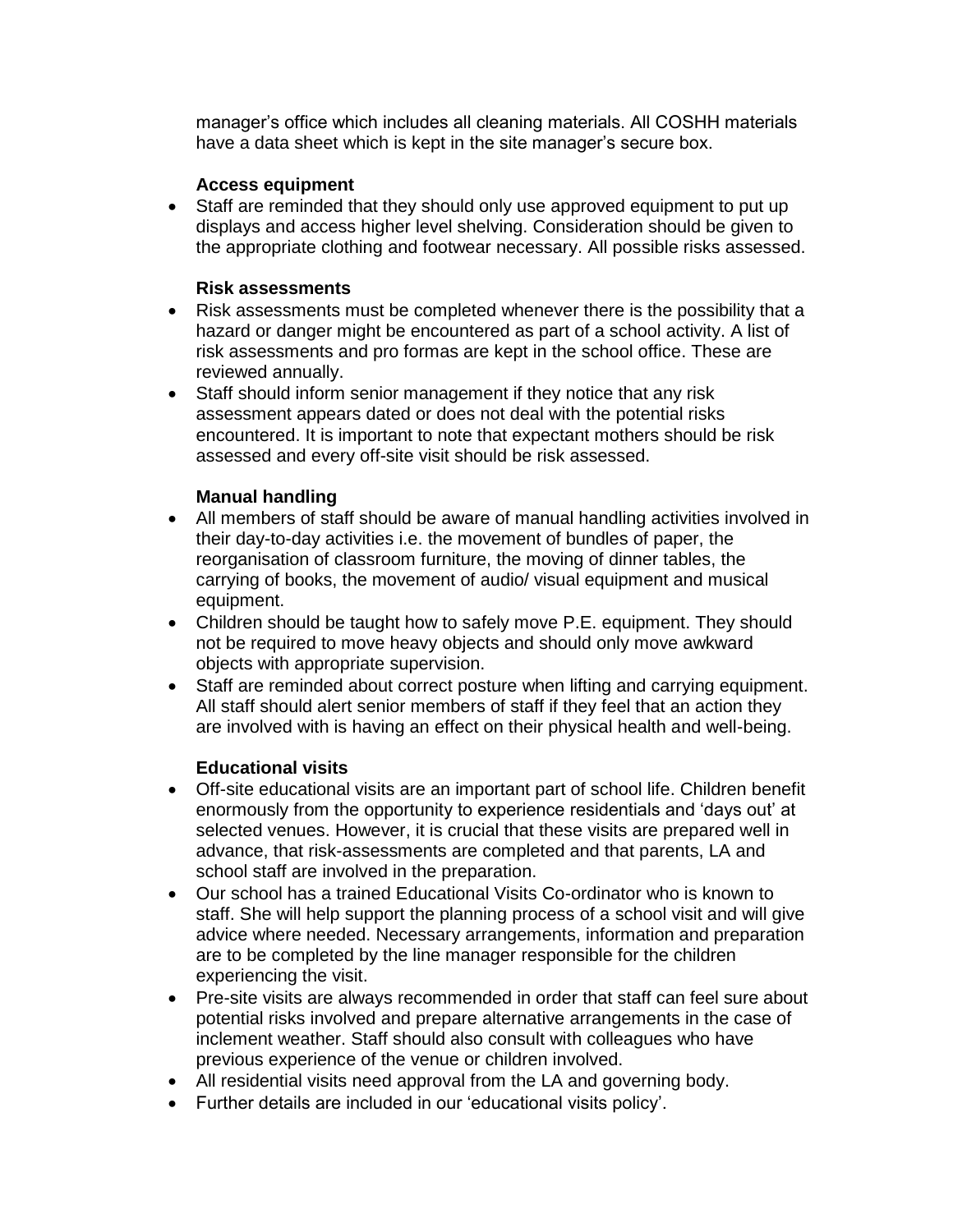manager's office which includes all cleaning materials. All COSHH materials have a data sheet which is kept in the site manager's secure box.

**Access equipment**

- Staff are reminded that they should only use approved equipment to put up displays and access higher level shelving. Consideration should be given to the appropriate clothing and footwear necessary. All possible risks assessed.

**Risk assessments**

- Risk assessments must be completed whenever there is the possibility that a hazard or danger might be encountered as part of a school activity. A list of risk assessments and pro formas are kept in the school office. These are reviewed annually.
- Staff should inform senior management if they notice that any risk assessment appears dated or does not deal with the potential risks encountered. It is important to note that expectant mothers should be risk assessed and every off-site visit should be risk assessed.

**Manual handling**

- All members of staff should be aware of manual handling activities involved in their day-to-day activities i.e. the movement of bundles of paper, the reorganisation of classroom furniture, the moving of dinner tables, the carrying of books, the movement of audio/ visual equipment and musical equipment.
- Children should be taught how to safely move P.E. equipment. They should not be required to move heavy objects and should only move awkward objects with appropriate supervision.
- Staff are reminded about correct posture when lifting and carrying equipment. All staff should alert senior members of staff if they feel that an action they are involved with is having an effect on their physical health and well-being.

**Educational visits**

- Off-site educational visits are an important part of school life. Children benefit enormously from the opportunity to experience residentials and 'days out' at selected venues. However, it is crucial that these visits are prepared well in advance, that risk-assessments are completed and that parents, LA and school staff are involved in the preparation.
- Our school has a trained Educational Visits Co-ordinator who is known to staff. She will help support the planning process of a school visit and will give advice where needed. Necessary arrangements, information and preparation are to be completed by the line manager responsible for the children experiencing the visit.
- Pre-site visits are always recommended in order that staff can feel sure about potential risks involved and prepare alternative arrangements in the case of inclement weather. Staff should also consult with colleagues who have previous experience of the venue or children involved.
- All residential visits need approval from the LA and governing body.
- Further details are included in our 'educational visits policy'.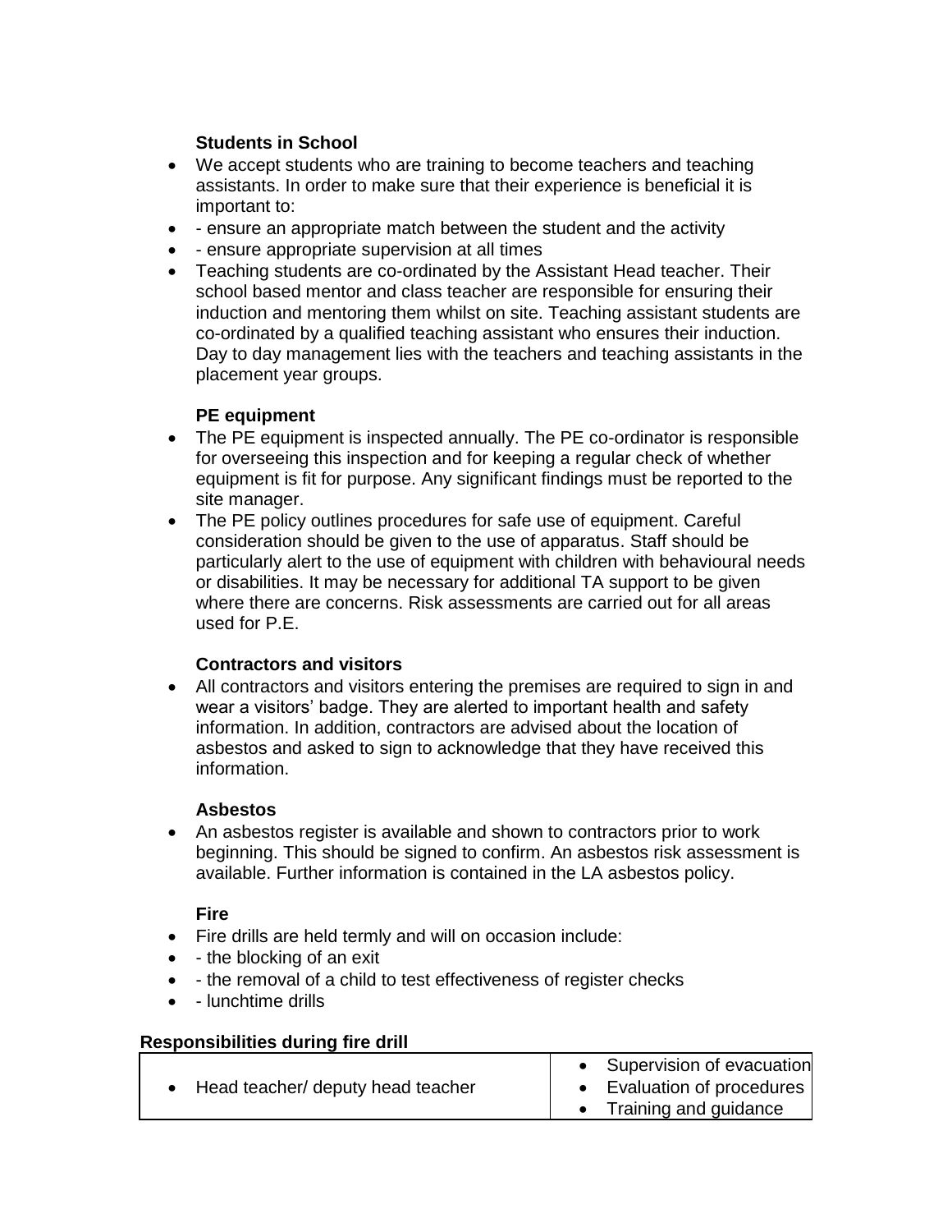**Students in School**

- We accept students who are training to become teachers and teaching assistants. In order to make sure that their experience is beneficial it is important to:
- - ensure an appropriate match between the student and the activity
- - ensure appropriate supervision at all times
- Teaching students are co-ordinated by the Assistant Head teacher. Their school based mentor and class teacher are responsible for ensuring their induction and mentoring them whilst on site. Teaching assistant students are co-ordinated by a qualified teaching assistant who ensures their induction. Day to day management lies with the teachers and teaching assistants in the placement year groups.

**PE equipment**

- The PE equipment is inspected annually. The PE co-ordinator is responsible for overseeing this inspection and for keeping a regular check of whether equipment is fit for purpose. Any significant findings must be reported to the site manager.
- The PE policy outlines procedures for safe use of equipment. Careful consideration should be given to the use of apparatus. Staff should be particularly alert to the use of equipment with children with behavioural needs or disabilities. It may be necessary for additional TA support to be given where there are concerns. Risk assessments are carried out for all areas used for P.E.

**Contractors and visitors**

- All contractors and visitors entering the premises are required to sign in and wear a visitors' badge. They are alerted to important health and safety information. In addition, contractors are advised about the location of asbestos and asked to sign to acknowledge that they have received this information.

**Asbestos**

- An asbestos register is available and shown to contractors prior to work beginning. This should be signed to confirm. An asbestos risk assessment is available. Further information is contained in the LA asbestos policy.

**Fire**

- Fire drills are held termly and will on occasion include:
- - the blocking of an exit
- - the removal of a child to test effectiveness of register checks
- - lunchtime drills

**Responsibilities during fire drill**

| | |
|---|---|
| • Head teacher/ deputy head teacher | • Supervision of evacuation<br>• Evaluation of procedures<br>• Training and guidance |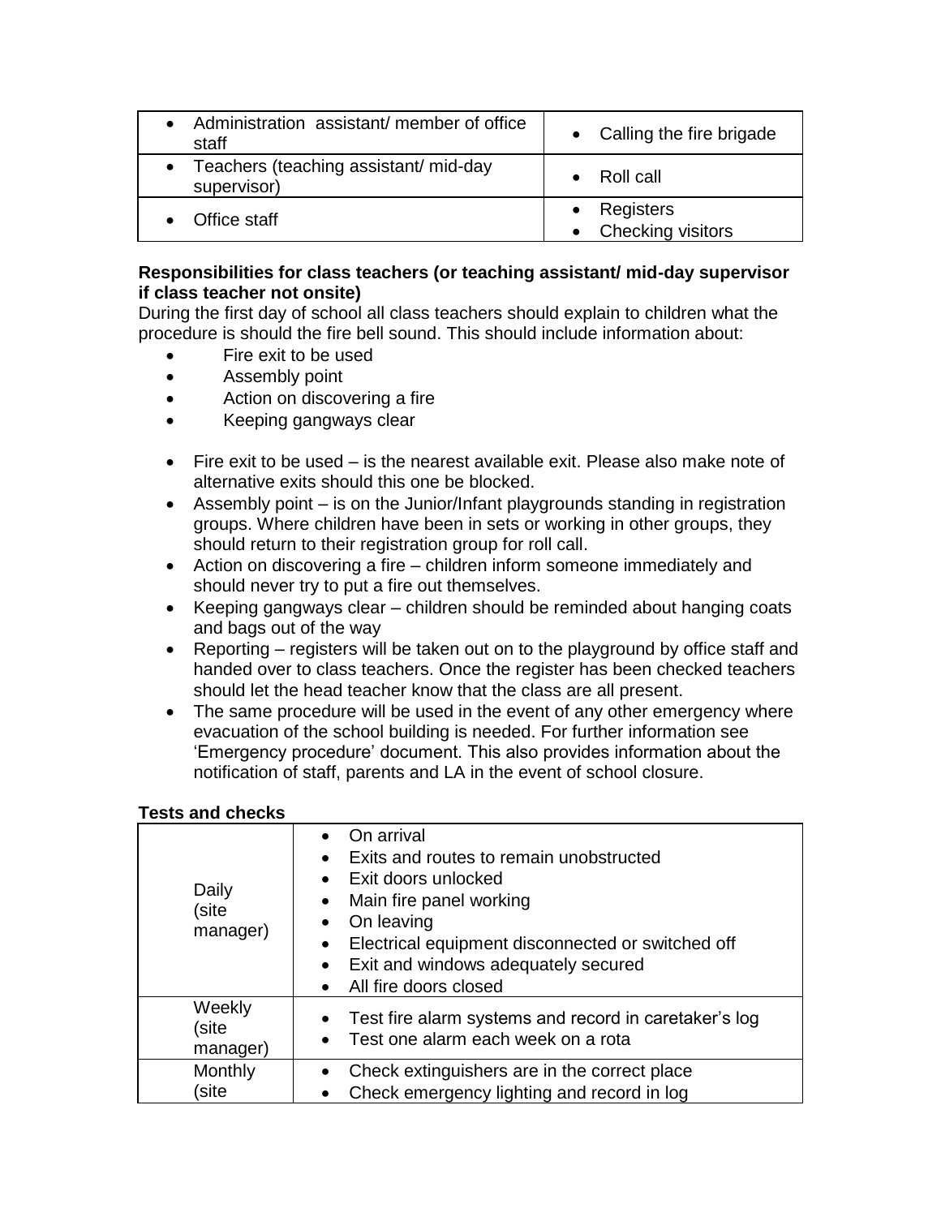| | |
|---|---|
| • Administration assistant/ member of office staff | • Calling the fire brigade |
| • Teachers (teaching assistant/ mid-day supervisor) | • Roll call |
| • Office staff | • Registers<br>• Checking visitors |

**Responsibilities for class teachers (or teaching assistant/ mid-day supervisor if class teacher not onsite)**

During the first day of school all class teachers should explain to children what the procedure is should the fire bell sound. This should include information about:

- Fire exit to be used
- Assembly point
- Action on discovering a fire
- Keeping gangways clear

- Fire exit to be used – is the nearest available exit. Please also make note of alternative exits should this one be blocked.
- Assembly point – is on the Junior/Infant playgrounds standing in registration groups. Where children have been in sets or working in other groups, they should return to their registration group for roll call.
- Action on discovering a fire – children inform someone immediately and should never try to put a fire out themselves.
- Keeping gangways clear – children should be reminded about hanging coats and bags out of the way
- Reporting – registers will be taken out on to the playground by office staff and handed over to class teachers. Once the register has been checked teachers should let the head teacher know that the class are all present.
- The same procedure will be used in the event of any other emergency where evacuation of the school building is needed. For further information see 'Emergency procedure' document. This also provides information about the notification of staff, parents and LA in the event of school closure.

**Tests and checks**

| | |
|---|---|
| Daily (site manager) | • On arrival<br>• Exits and routes to remain unobstructed<br>• Exit doors unlocked<br>• Main fire panel working<br>• On leaving<br>• Electrical equipment disconnected or switched off<br>• Exit and windows adequately secured<br>• All fire doors closed |
| Weekly (site manager) | • Test fire alarm systems and record in caretaker's log<br>• Test one alarm each week on a rota |
| Monthly (site | • Check extinguishers are in the correct place<br>• Check emergency lighting and record in log |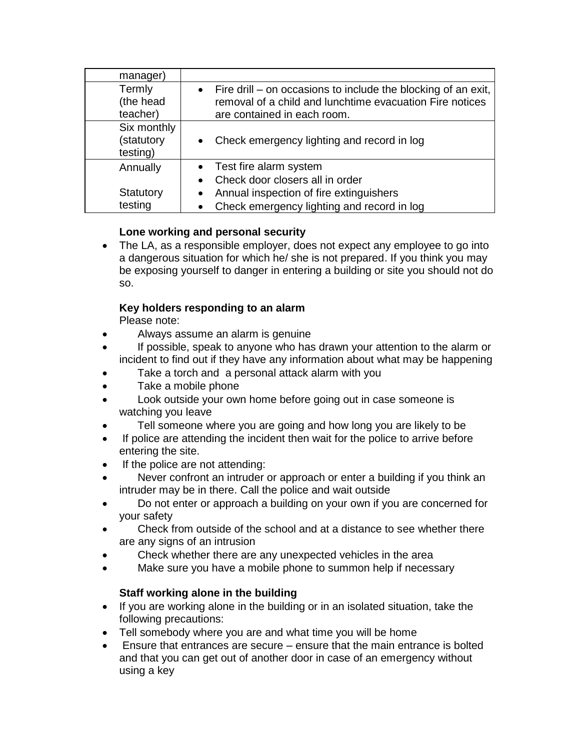| manager) | |
|---|---|
| Termly (the head teacher) | • Fire drill – on occasions to include the blocking of an exit, removal of a child and lunchtime evacuation Fire notices are contained in each room. |
| Six monthly (statutory testing) | • Check emergency lighting and record in log |
| Annually<br><br>Statutory testing | • Test fire alarm system<br>• Check door closers all in order<br>• Annual inspection of fire extinguishers<br>• Check emergency lighting and record in log |

**Lone working and personal security**

- The LA, as a responsible employer, does not expect any employee to go into a dangerous situation for which he/ she is not prepared. If you think you may be exposing yourself to danger in entering a building or site you should not do so.

**Key holders responding to an alarm**

Please note:

- Always assume an alarm is genuine
- If possible, speak to anyone who has drawn your attention to the alarm or incident to find out if they have any information about what may be happening
- Take a torch and a personal attack alarm with you
- Take a mobile phone
- Look outside your own home before going out in case someone is watching you leave
- Tell someone where you are going and how long you are likely to be
- If police are attending the incident then wait for the police to arrive before entering the site.
- If the police are not attending:
- Never confront an intruder or approach or enter a building if you think an intruder may be in there. Call the police and wait outside
- Do not enter or approach a building on your own if you are concerned for your safety
- Check from outside of the school and at a distance to see whether there are any signs of an intrusion
- Check whether there are any unexpected vehicles in the area
- Make sure you have a mobile phone to summon help if necessary

**Staff working alone in the building**

- If you are working alone in the building or in an isolated situation, take the following precautions:
- Tell somebody where you are and what time you will be home
- Ensure that entrances are secure – ensure that the main entrance is bolted and that you can get out of another door in case of an emergency without using a key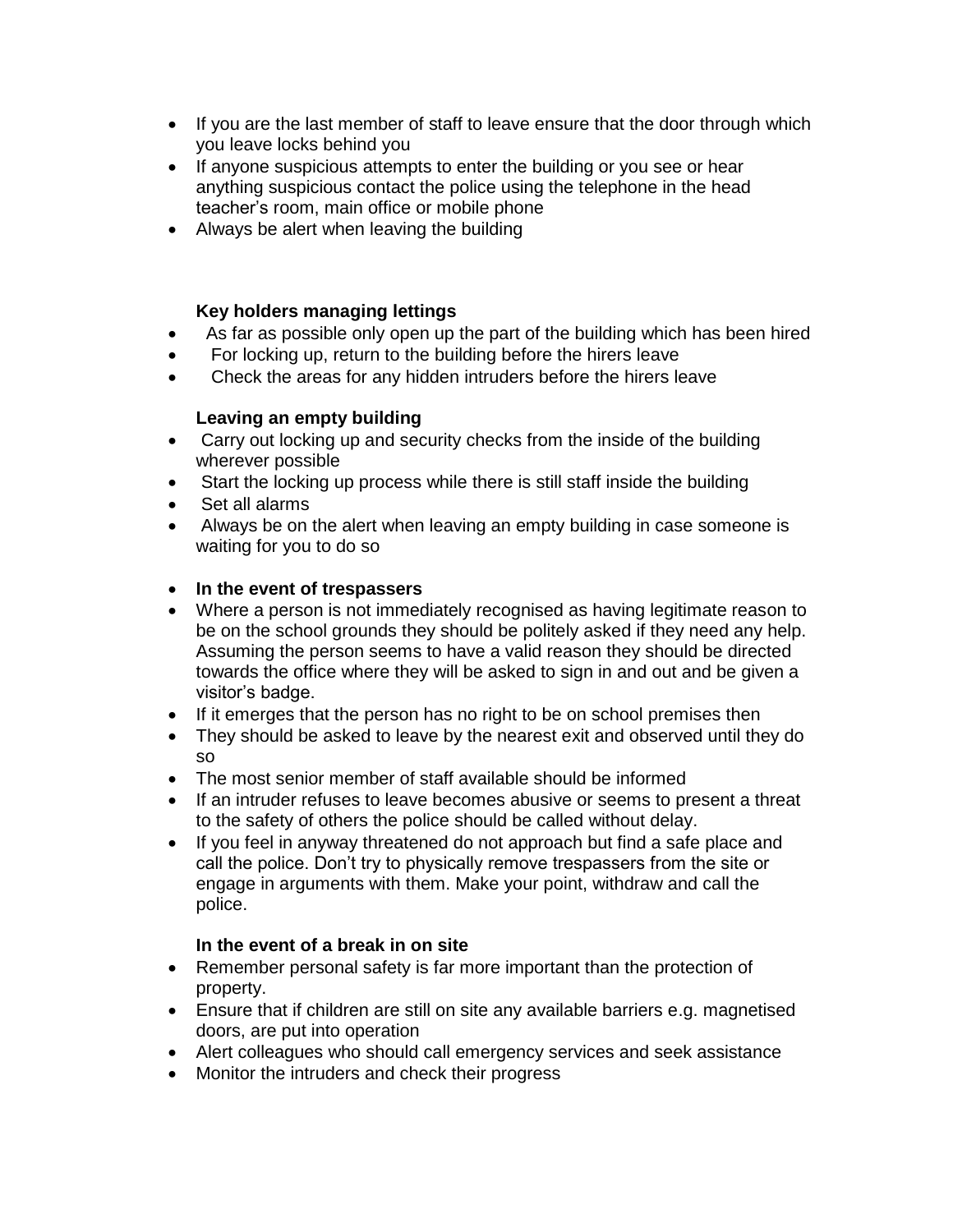- If you are the last member of staff to leave ensure that the door through which you leave locks behind you
- If anyone suspicious attempts to enter the building or you see or hear anything suspicious contact the police using the telephone in the head teacher's room, main office or mobile phone
- Always be alert when leaving the building

**Key holders managing lettings**

- As far as possible only open up the part of the building which has been hired
- For locking up, return to the building before the hirers leave
- Check the areas for any hidden intruders before the hirers leave

**Leaving an empty building**

- Carry out locking up and security checks from the inside of the building wherever possible
- Start the locking up process while there is still staff inside the building
- Set all alarms
- Always be on the alert when leaving an empty building in case someone is waiting for you to do so

- **In the event of trespassers**
- Where a person is not immediately recognised as having legitimate reason to be on the school grounds they should be politely asked if they need any help. Assuming the person seems to have a valid reason they should be directed towards the office where they will be asked to sign in and out and be given a visitor's badge.
- If it emerges that the person has no right to be on school premises then
- They should be asked to leave by the nearest exit and observed until they do so
- The most senior member of staff available should be informed
- If an intruder refuses to leave becomes abusive or seems to present a threat to the safety of others the police should be called without delay.
- If you feel in anyway threatened do not approach but find a safe place and call the police. Don't try to physically remove trespassers from the site or engage in arguments with them. Make your point, withdraw and call the police.

**In the event of a break in on site**

- Remember personal safety is far more important than the protection of property.
- Ensure that if children are still on site any available barriers e.g. magnetised doors, are put into operation
- Alert colleagues who should call emergency services and seek assistance
- Monitor the intruders and check their progress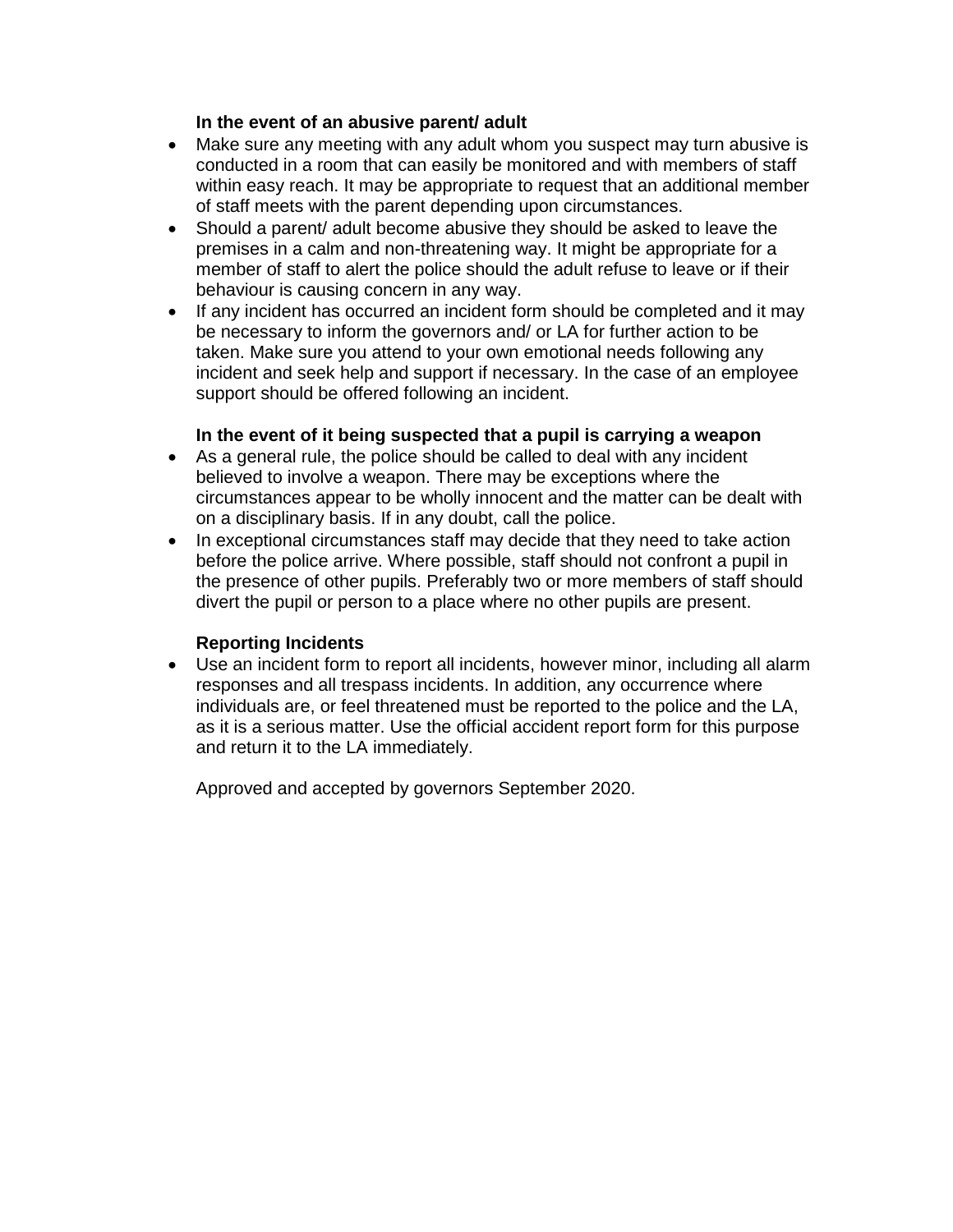**In the event of an abusive parent/ adult**

- Make sure any meeting with any adult whom you suspect may turn abusive is conducted in a room that can easily be monitored and with members of staff within easy reach. It may be appropriate to request that an additional member of staff meets with the parent depending upon circumstances.
- Should a parent/ adult become abusive they should be asked to leave the premises in a calm and non-threatening way. It might be appropriate for a member of staff to alert the police should the adult refuse to leave or if their behaviour is causing concern in any way.
- If any incident has occurred an incident form should be completed and it may be necessary to inform the governors and/ or LA for further action to be taken. Make sure you attend to your own emotional needs following any incident and seek help and support if necessary. In the case of an employee support should be offered following an incident.

**In the event of it being suspected that a pupil is carrying a weapon**

- As a general rule, the police should be called to deal with any incident believed to involve a weapon. There may be exceptions where the circumstances appear to be wholly innocent and the matter can be dealt with on a disciplinary basis. If in any doubt, call the police.
- In exceptional circumstances staff may decide that they need to take action before the police arrive. Where possible, staff should not confront a pupil in the presence of other pupils. Preferably two or more members of staff should divert the pupil or person to a place where no other pupils are present.

**Reporting Incidents**

- Use an incident form to report all incidents, however minor, including all alarm responses and all trespass incidents. In addition, any occurrence where individuals are, or feel threatened must be reported to the police and the LA, as it is a serious matter. Use the official accident report form for this purpose and return it to the LA immediately.

Approved and accepted by governors September 2020.